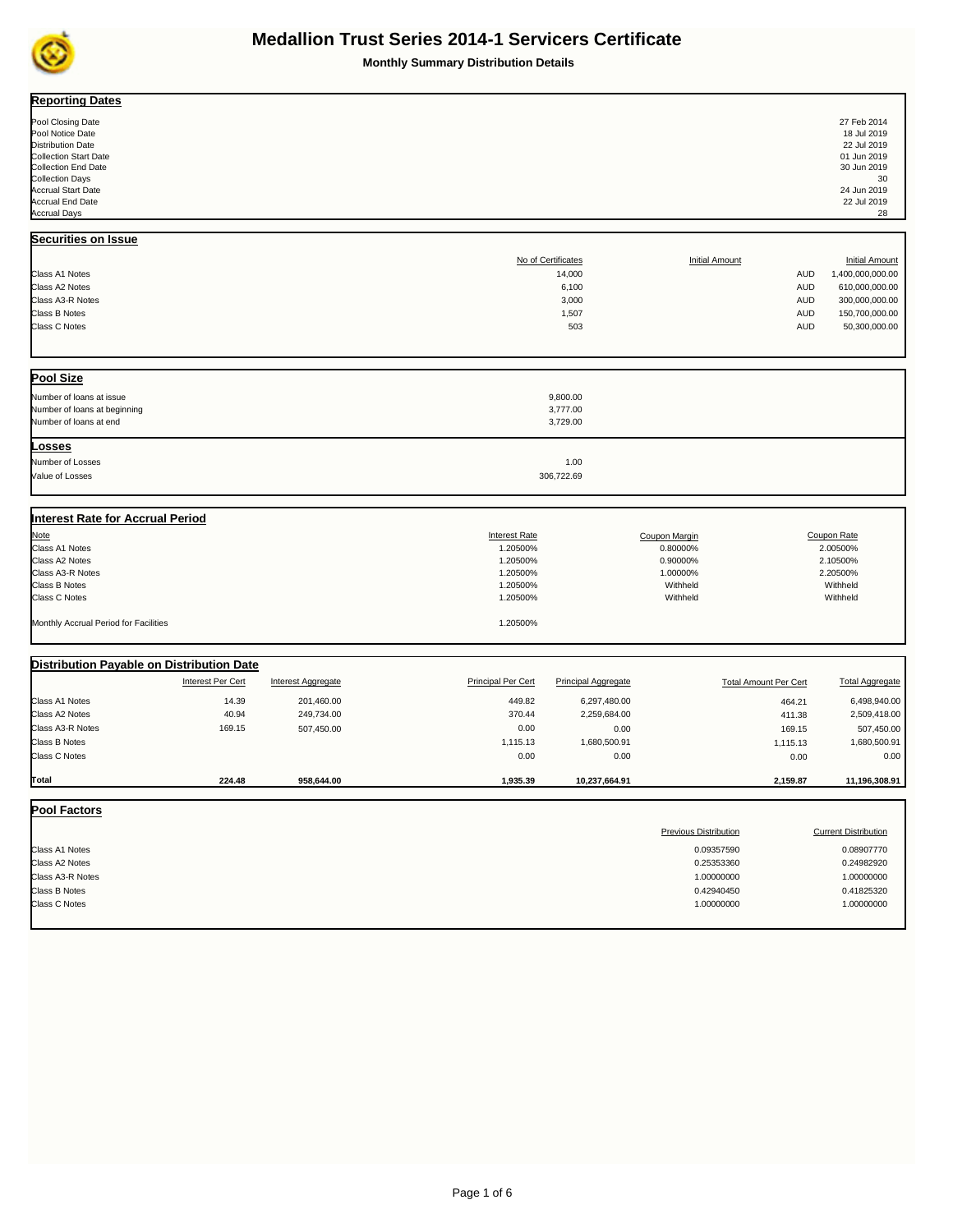# Medallion Trust Series 2014-1 Servicers Certificate

**Monthly Summary Distribution Details**

## Reporting Dates

| | |
|---|---|
| Pool Closing Date | 27 Feb 2014 |
| Pool Notice Date | 18 Jul 2019 |
| Distribution Date | 22 Jul 2019 |
| Collection Start Date | 01 Jun 2019 |
| Collection End Date | 30 Jun 2019 |
| Collection Days | 30 |
| Accrual Start Date | 24 Jun 2019 |
| Accrual End Date | 22 Jul 2019 |
| Accrual Days | 28 |

## Securities on Issue

| | No of Certificates | Initial Amount | Initial Amount |
|---|---|---|---|
| Class A1 Notes | 14,000 | AUD | 1,400,000,000.00 |
| Class A2 Notes | 6,100 | AUD | 610,000,000.00 |
| Class A3-R Notes | 3,000 | AUD | 300,000,000.00 |
| Class B Notes | 1,507 | AUD | 150,700,000.00 |
| Class C Notes | 503 | AUD | 50,300,000.00 |

## Pool Size

| | |
|---|---|
| Number of loans at issue | 9,800.00 |
| Number of loans at beginning | 3,777.00 |
| Number of loans at end | 3,729.00 |

## Losses

| | |
|---|---|
| Number of Losses | 1.00 |
| Value of Losses | 306,722.69 |

## Interest Rate for Accrual Period

| Note | Interest Rate | Coupon Margin | Coupon Rate |
|---|---|---|---|
| Class A1 Notes | 1.20500% | 0.80000% | 2.00500% |
| Class A2 Notes | 1.20500% | 0.90000% | 2.10500% |
| Class A3-R Notes | 1.20500% | 1.00000% | 2.20500% |
| Class B Notes | 1.20500% | Withheld | Withheld |
| Class C Notes | 1.20500% | Withheld | Withheld |
| Monthly Accrual Period for Facilities | 1.20500% | | |

## Distribution Payable on Distribution Date

| | Interest Per Cert | Interest Aggregate | Principal Per Cert | Principal Aggregate | Total Amount Per Cert | Total Aggregate |
|---|---|---|---|---|---|---|
| Class A1 Notes | 14.39 | 201,460.00 | 449.82 | 6,297,480.00 | 464.21 | 6,498,940.00 |
| Class A2 Notes | 40.94 | 249,734.00 | 370.44 | 2,259,684.00 | 411.38 | 2,509,418.00 |
| Class A3-R Notes | 169.15 | 507,450.00 | 0.00 | 0.00 | 169.15 | 507,450.00 |
| Class B Notes | | | 1,115.13 | 1,680,500.91 | 1,115.13 | 1,680,500.91 |
| Class C Notes | | | 0.00 | 0.00 | 0.00 | 0.00 |
| **Total** | **224.48** | **958,644.00** | **1,935.39** | **10,237,664.91** | **2,159.87** | **11,196,308.91** |

## Pool Factors

| | Previous Distribution | Current Distribution |
|---|---|---|
| Class A1 Notes | 0.09357590 | 0.08907770 |
| Class A2 Notes | 0.25353360 | 0.24982920 |
| Class A3-R Notes | 1.00000000 | 1.00000000 |
| Class B Notes | 0.42940450 | 0.41825320 |
| Class C Notes | 1.00000000 | 1.00000000 |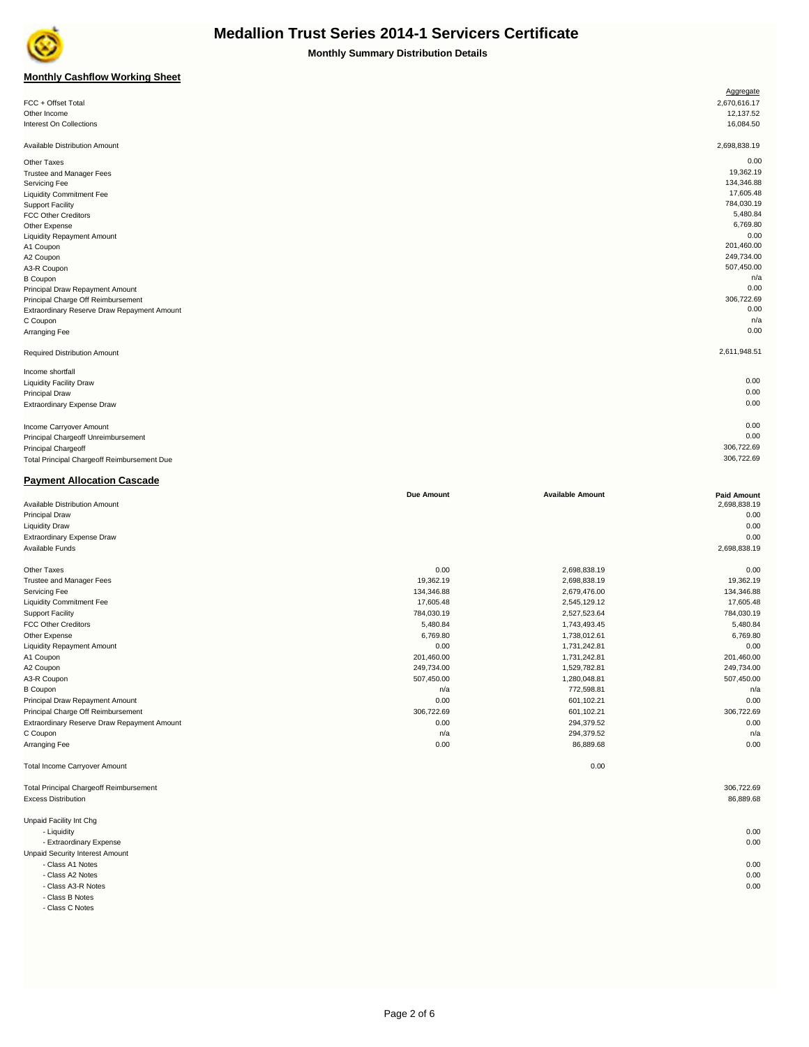# Medallion Trust Series 2014-1 Servicers Certificate

**Monthly Summary Distribution Details**

## Monthly Cashflow Working Sheet

| | Aggregate |
|---|---|
| FCC + Offset Total | 2,670,616.17 |
| Other Income | 12,137.52 |
| Interest On Collections | 16,084.50 |
| | |
| Available Distribution Amount | 2,698,838.19 |
| | |
| Other Taxes | 0.00 |
| Trustee and Manager Fees | 19,362.19 |
| Servicing Fee | 134,346.88 |
| Liquidity Commitment Fee | 17,605.48 |
| Support Facility | 784,030.19 |
| FCC Other Creditors | 5,480.84 |
| Other Expense | 6,769.80 |
| Liquidity Repayment Amount | 0.00 |
| A1 Coupon | 201,460.00 |
| A2 Coupon | 249,734.00 |
| A3-R Coupon | 507,450.00 |
| B Coupon | n/a |
| Principal Draw Repayment Amount | 0.00 |
| Principal Charge Off Reimbursement | 306,722.69 |
| Extraordinary Reserve Draw Repayment Amount | 0.00 |
| C Coupon | n/a |
| Arranging Fee | 0.00 |
| | |
| Required Distribution Amount | 2,611,948.51 |
| | |
| Income shortfall | |
| Liquidity Facility Draw | 0.00 |
| Principal Draw | 0.00 |
| Extraordinary Expense Draw | 0.00 |
| | |
| Income Carryover Amount | 0.00 |
| Principal Chargeoff Unreimbursement | 0.00 |
| Principal Chargeoff | 306,722.69 |
| Total Principal Chargeoff Reimbursement Due | 306,722.69 |

## Payment Allocation Cascade

| | Due Amount | Available Amount | Paid Amount |
|---|---|---|---|
| Available Distribution Amount | | | 2,698,838.19 |
| Principal Draw | | | 0.00 |
| Liquidity Draw | | | 0.00 |
| Extraordinary Expense Draw | | | 0.00 |
| Available Funds | | | 2,698,838.19 |
| | | | |
| Other Taxes | 0.00 | 2,698,838.19 | 0.00 |
| Trustee and Manager Fees | 19,362.19 | 2,698,838.19 | 19,362.19 |
| Servicing Fee | 134,346.88 | 2,679,476.00 | 134,346.88 |
| Liquidity Commitment Fee | 17,605.48 | 2,545,129.12 | 17,605.48 |
| Support Facility | 784,030.19 | 2,527,523.64 | 784,030.19 |
| FCC Other Creditors | 5,480.84 | 1,743,493.45 | 5,480.84 |
| Other Expense | 6,769.80 | 1,738,012.61 | 6,769.80 |
| Liquidity Repayment Amount | 0.00 | 1,731,242.81 | 0.00 |
| A1 Coupon | 201,460.00 | 1,731,242.81 | 201,460.00 |
| A2 Coupon | 249,734.00 | 1,529,782.81 | 249,734.00 |
| A3-R Coupon | 507,450.00 | 1,280,048.81 | 507,450.00 |
| B Coupon | n/a | 772,598.81 | n/a |
| Principal Draw Repayment Amount | 0.00 | 601,102.21 | 0.00 |
| Principal Charge Off Reimbursement | 306,722.69 | 601,102.21 | 306,722.69 |
| Extraordinary Reserve Draw Repayment Amount | 0.00 | 294,379.52 | 0.00 |
| C Coupon | n/a | 294,379.52 | n/a |
| Arranging Fee | 0.00 | 86,889.68 | 0.00 |
| | | | |
| Total Income Carryover Amount | | 0.00 | |
| | | | |
| Total Principal Chargeoff Reimbursement | | | 306,722.69 |
| Excess Distribution | | | 86,889.68 |
| | | | |
| Unpaid Facility Int Chg | | | |
| - Liquidity | | | 0.00 |
| - Extraordinary Expense | | | 0.00 |
| Unpaid Security Interest Amount | | | |
| - Class A1 Notes | | | 0.00 |
| - Class A2 Notes | | | 0.00 |
| - Class A3-R Notes | | | 0.00 |
| - Class B Notes | | | |
| - Class C Notes | | | |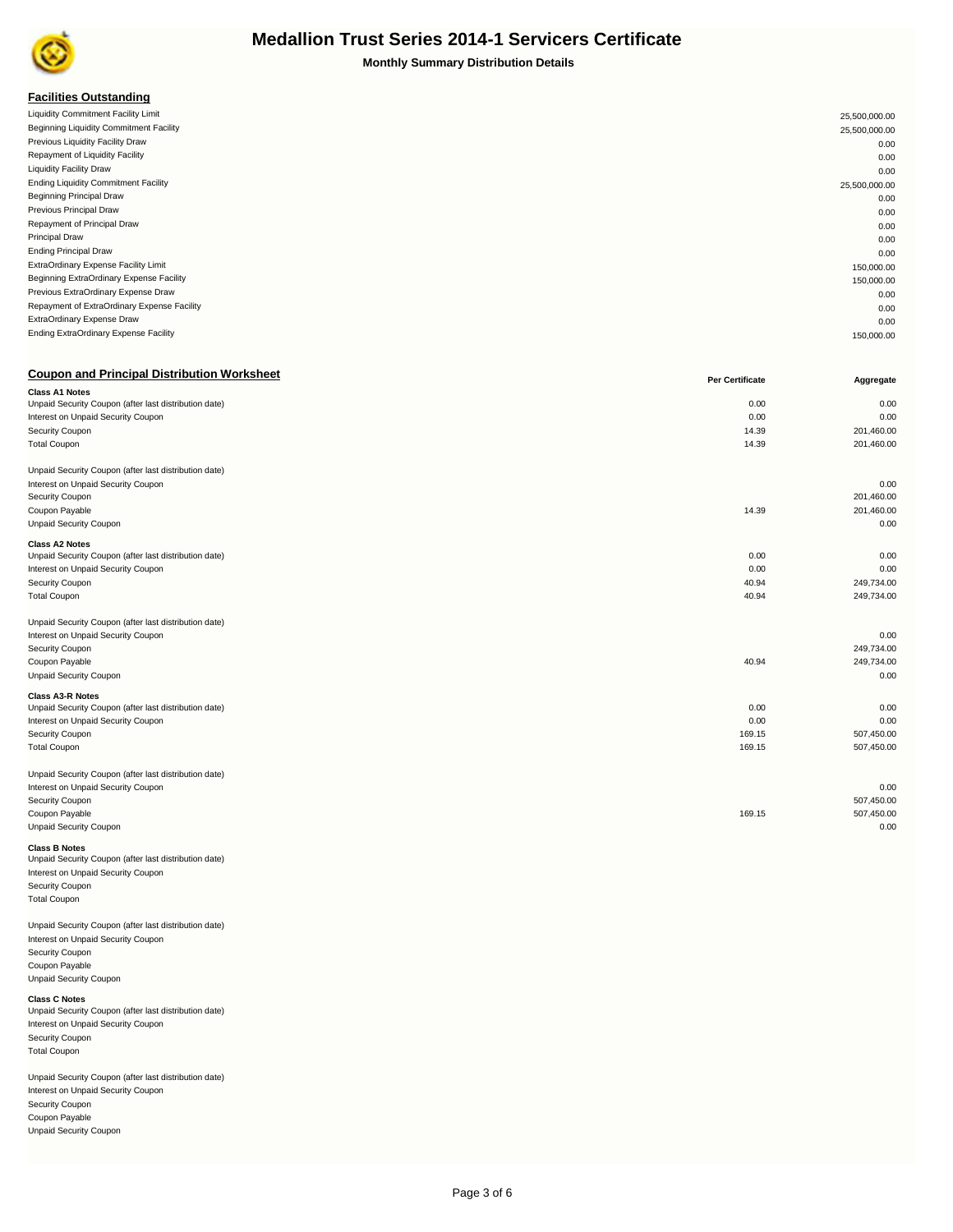# Medallion Trust Series 2014-1 Servicers Certificate

**Monthly Summary Distribution Details**

## Facilities Outstanding

| | |
|---|---|
| Liquidity Commitment Facility Limit | 25,500,000.00 |
| Beginning Liquidity Commitment Facility | 25,500,000.00 |
| Previous Liquidity Facility Draw | 0.00 |
| Repayment of Liquidity Facility | 0.00 |
| Liquidity Facility Draw | 0.00 |
| Ending Liquidity Commitment Facility | 25,500,000.00 |
| Beginning Principal Draw | 0.00 |
| Previous Principal Draw | 0.00 |
| Repayment of Principal Draw | 0.00 |
| Principal Draw | 0.00 |
| Ending Principal Draw | 0.00 |
| ExtraOrdinary Expense Facility Limit | 150,000.00 |
| Beginning ExtraOrdinary Expense Facility | 150,000.00 |
| Previous ExtraOrdinary Expense Draw | 0.00 |
| Repayment of ExtraOrdinary Expense Facility | 0.00 |
| ExtraOrdinary Expense Draw | 0.00 |
| Ending ExtraOrdinary Expense Facility | 150,000.00 |

## Coupon and Principal Distribution Worksheet

| | Per Certificate | Aggregate |
|---|---|---|
| **Class A1 Notes** | | |
| Unpaid Security Coupon (after last distribution date) | 0.00 | 0.00 |
| Interest on Unpaid Security Coupon | 0.00 | 0.00 |
| Security Coupon | 14.39 | 201,460.00 |
| Total Coupon | 14.39 | 201,460.00 |
| | | |
| Unpaid Security Coupon (after last distribution date) | | |
| Interest on Unpaid Security Coupon | | 0.00 |
| Security Coupon | | 201,460.00 |
| Coupon Payable | 14.39 | 201,460.00 |
| Unpaid Security Coupon | | 0.00 |
| **Class A2 Notes** | | |
| Unpaid Security Coupon (after last distribution date) | 0.00 | 0.00 |
| Interest on Unpaid Security Coupon | 0.00 | 0.00 |
| Security Coupon | 40.94 | 249,734.00 |
| Total Coupon | 40.94 | 249,734.00 |
| | | |
| Unpaid Security Coupon (after last distribution date) | | |
| Interest on Unpaid Security Coupon | | 0.00 |
| Security Coupon | | 249,734.00 |
| Coupon Payable | 40.94 | 249,734.00 |
| Unpaid Security Coupon | | 0.00 |
| **Class A3-R Notes** | | |
| Unpaid Security Coupon (after last distribution date) | 0.00 | 0.00 |
| Interest on Unpaid Security Coupon | 0.00 | 0.00 |
| Security Coupon | 169.15 | 507,450.00 |
| Total Coupon | 169.15 | 507,450.00 |
| | | |
| Unpaid Security Coupon (after last distribution date) | | |
| Interest on Unpaid Security Coupon | | 0.00 |
| Security Coupon | | 507,450.00 |
| Coupon Payable | 169.15 | 507,450.00 |
| Unpaid Security Coupon | | 0.00 |
| **Class B Notes** | | |
| Unpaid Security Coupon (after last distribution date) | | |
| Interest on Unpaid Security Coupon | | |
| Security Coupon | | |
| Total Coupon | | |
| | | |
| Unpaid Security Coupon (after last distribution date) | | |
| Interest on Unpaid Security Coupon | | |
| Security Coupon | | |
| Coupon Payable | | |
| Unpaid Security Coupon | | |
| **Class C Notes** | | |
| Unpaid Security Coupon (after last distribution date) | | |
| Interest on Unpaid Security Coupon | | |
| Security Coupon | | |
| Total Coupon | | |
| | | |
| Unpaid Security Coupon (after last distribution date) | | |
| Interest on Unpaid Security Coupon | | |
| Security Coupon | | |
| Coupon Payable | | |
| Unpaid Security Coupon | | |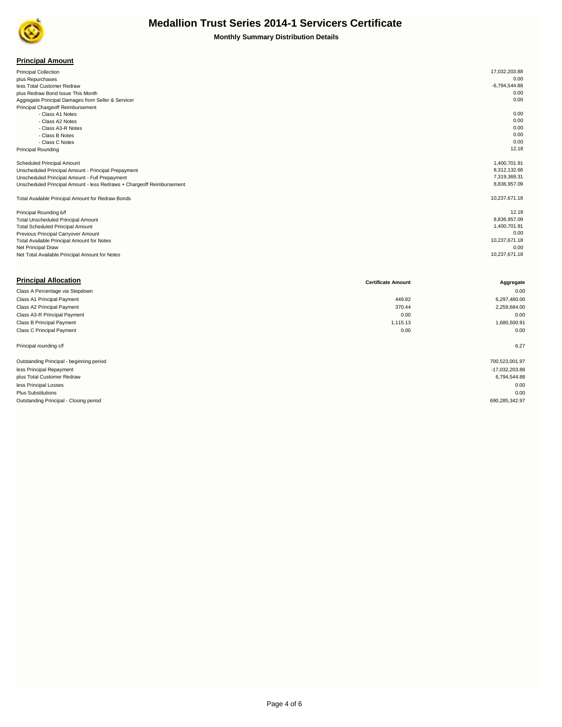# Medallion Trust Series 2014-1 Servicers Certificate

**Monthly Summary Distribution Details**

## Principal Amount

| | |
|---|---|
| Principal Collection | 17,032,203.88 |
| plus Repurchases | 0.00 |
| less Total Customer Redraw | -6,794,544.88 |
| plus Redraw Bond Issue This Month | 0.00 |
| Aggregate Principal Damages from Seller & Servicer | 0.00 |
| Principal Chargeoff Reimbursement | |
| - Class A1 Notes | 0.00 |
| - Class A2 Notes | 0.00 |
| - Class A3-R Notes | 0.00 |
| - Class B Notes | 0.00 |
| - Class C Notes | 0.00 |
| Principal Rounding | 12.18 |
| | |
| Scheduled Principal Amount | 1,400,701.91 |
| Unscheduled Principal Amount - Principal Prepayment | 8,312,132.66 |
| Unscheduled Principal Amount - Full Prepayment | 7,319,369.31 |
| Unscheduled Principal Amount - less Redraws + Chargeoff Reimbursement | 8,836,957.09 |
| | |
| Total Available Principal Amount for Redraw Bonds | 10,237,671.18 |
| | |
| Principal Rounding b/f | 12.18 |
| Total Unscheduled Principal Amount | 8,836,957.09 |
| Total Scheduled Principal Amount | 1,400,701.91 |
| Previous Principal Carryover Amount | 0.00 |
| Total Available Principal Amount for Notes | 10,237,671.18 |
| Net Principal Draw | 0.00 |
| Net Total Available Principal Amount for Notes | 10,237,671.18 |

## Principal Allocation

| | Certificate Amount | Aggregate |
|---|---|---|
| Class A Percentage via Stepdown | | 0.00 |
| Class A1 Principal Payment | 449.82 | 6,297,480.00 |
| Class A2 Principal Payment | 370.44 | 2,259,684.00 |
| Class A3-R Principal Payment | 0.00 | 0.00 |
| Class B Principal Payment | 1,115.13 | 1,680,500.91 |
| Class C Principal Payment | 0.00 | 0.00 |
| | | |
| Principal rounding c/f | | 6.27 |
| | | |
| Outstanding Principal - beginning period | | 700,523,001.97 |
| less Principal Repayment | | -17,032,203.88 |
| plus Total Customer Redraw | | 6,794,544.88 |
| less Principal Losses | | 0.00 |
| Plus Substitutions | | 0.00 |
| Outstanding Principal - Closing period | | 690,285,342.97 |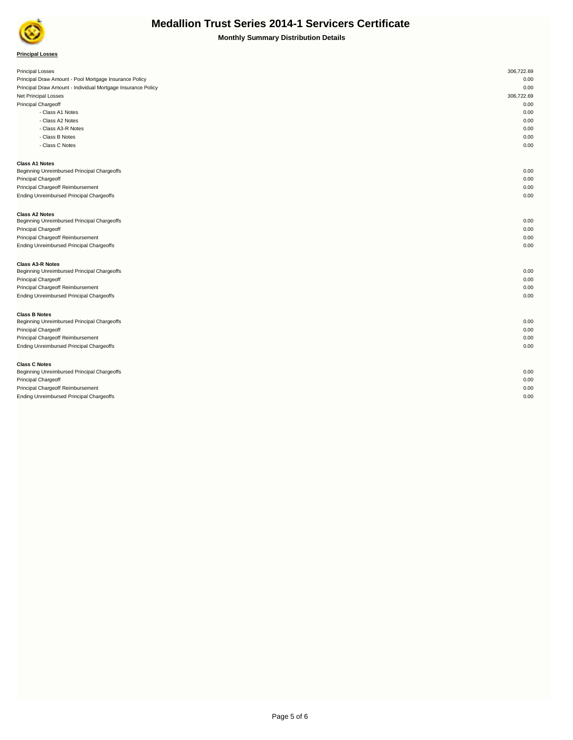# Medallion Trust Series 2014-1 Servicers Certificate

**Monthly Summary Distribution Details**

**Principal Losses**

| | |
|---|---|
| Principal Losses | 306,722.69 |
| Principal Draw Amount - Pool Mortgage Insurance Policy | 0.00 |
| Principal Draw Amount - Individual Mortgage Insurance Policy | 0.00 |
| Net Principal Losses | 306,722.69 |
| Principal Chargeoff | 0.00 |
| - Class A1 Notes | 0.00 |
| - Class A2 Notes | 0.00 |
| - Class A3-R Notes | 0.00 |
| - Class B Notes | 0.00 |
| - Class C Notes | 0.00 |

| **Class A1 Notes** | |
|---|---|
| Beginning Unreimbursed Principal Chargeoffs | 0.00 |
| Principal Chargeoff | 0.00 |
| Principal Chargeoff Reimbursement | 0.00 |
| Ending Unreimbursed Principal Chargeoffs | 0.00 |

| **Class A2 Notes** | |
|---|---|
| Beginning Unreimbursed Principal Chargeoffs | 0.00 |
| Principal Chargeoff | 0.00 |
| Principal Chargeoff Reimbursement | 0.00 |
| Ending Unreimbursed Principal Chargeoffs | 0.00 |

| **Class A3-R Notes** | |
|---|---|
| Beginning Unreimbursed Principal Chargeoffs | 0.00 |
| Principal Chargeoff | 0.00 |
| Principal Chargeoff Reimbursement | 0.00 |
| Ending Unreimbursed Principal Chargeoffs | 0.00 |

| **Class B Notes** | |
|---|---|
| Beginning Unreimbursed Principal Chargeoffs | 0.00 |
| Principal Chargeoff | 0.00 |
| Principal Chargeoff Reimbursement | 0.00 |
| Ending Unreimbursed Principal Chargeoffs | 0.00 |

| **Class C Notes** | |
|---|---|
| Beginning Unreimbursed Principal Chargeoffs | 0.00 |
| Principal Chargeoff | 0.00 |
| Principal Chargeoff Reimbursement | 0.00 |
| Ending Unreimbursed Principal Chargeoffs | 0.00 |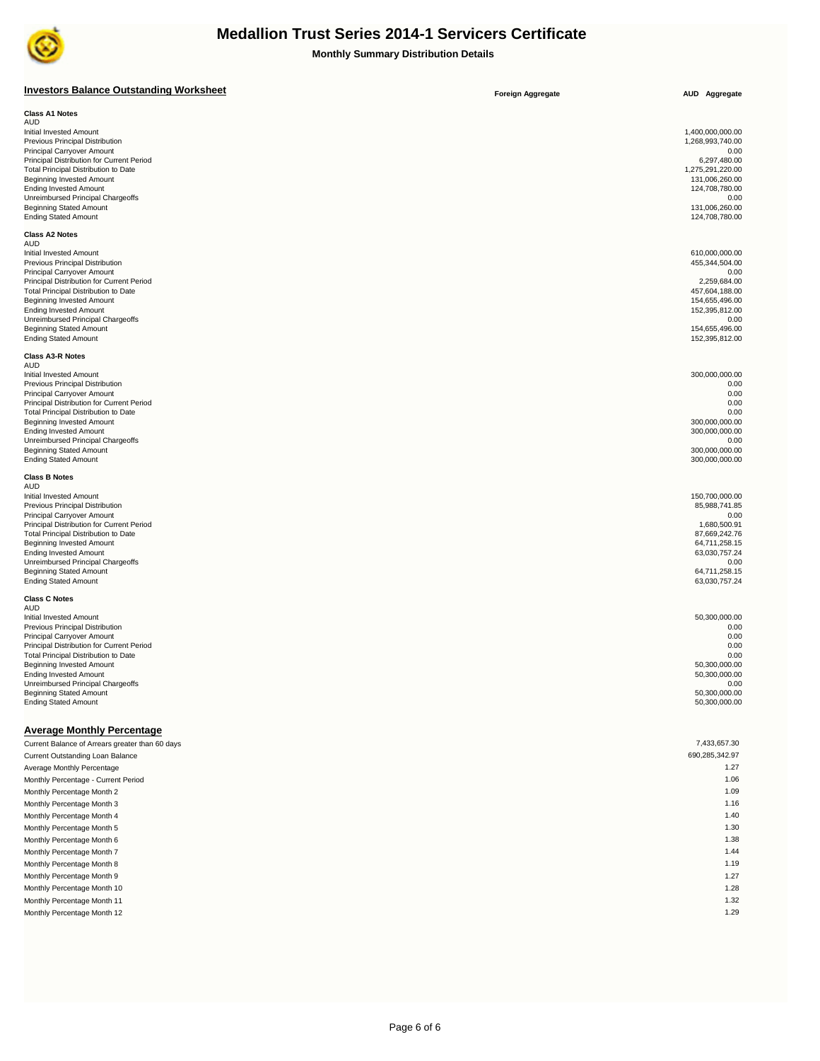# Medallion Trust Series 2014-1 Servicers Certificate

**Monthly Summary Distribution Details**

## Investors Balance Outstanding Worksheet

| | Foreign Aggregate | AUD Aggregate |
|---|---|---|
| **Class A1 Notes** | | |
| AUD | | |
| Initial Invested Amount | | 1,400,000,000.00 |
| Previous Principal Distribution | | 1,268,993,740.00 |
| Principal Carryover Amount | | 0.00 |
| Principal Distribution for Current Period | | 6,297,480.00 |
| Total Principal Distribution to Date | | 1,275,291,220.00 |
| Beginning Invested Amount | | 131,006,260.00 |
| Ending Invested Amount | | 124,708,780.00 |
| Unreimbursed Principal Chargeoffs | | 0.00 |
| Beginning Stated Amount | | 131,006,260.00 |
| Ending Stated Amount | | 124,708,780.00 |
| **Class A2 Notes** | | |
| AUD | | |
| Initial Invested Amount | | 610,000,000.00 |
| Previous Principal Distribution | | 455,344,504.00 |
| Principal Carryover Amount | | 0.00 |
| Principal Distribution for Current Period | | 2,259,684.00 |
| Total Principal Distribution to Date | | 457,604,188.00 |
| Beginning Invested Amount | | 154,655,496.00 |
| Ending Invested Amount | | 152,395,812.00 |
| Unreimbursed Principal Chargeoffs | | 0.00 |
| Beginning Stated Amount | | 154,655,496.00 |
| Ending Stated Amount | | 152,395,812.00 |
| **Class A3-R Notes** | | |
| AUD | | |
| Initial Invested Amount | | 300,000,000.00 |
| Previous Principal Distribution | | 0.00 |
| Principal Carryover Amount | | 0.00 |
| Principal Distribution for Current Period | | 0.00 |
| Total Principal Distribution to Date | | 0.00 |
| Beginning Invested Amount | | 300,000,000.00 |
| Ending Invested Amount | | 300,000,000.00 |
| Unreimbursed Principal Chargeoffs | | 0.00 |
| Beginning Stated Amount | | 300,000,000.00 |
| Ending Stated Amount | | 300,000,000.00 |
| **Class B Notes** | | |
| AUD | | |
| Initial Invested Amount | | 150,700,000.00 |
| Previous Principal Distribution | | 85,988,741.85 |
| Principal Carryover Amount | | 0.00 |
| Principal Distribution for Current Period | | 1,680,500.91 |
| Total Principal Distribution to Date | | 87,669,242.76 |
| Beginning Invested Amount | | 64,711,258.15 |
| Ending Invested Amount | | 63,030,757.24 |
| Unreimbursed Principal Chargeoffs | | 0.00 |
| Beginning Stated Amount | | 64,711,258.15 |
| Ending Stated Amount | | 63,030,757.24 |
| **Class C Notes** | | |
| AUD | | |
| Initial Invested Amount | | 50,300,000.00 |
| Previous Principal Distribution | | 0.00 |
| Principal Carryover Amount | | 0.00 |
| Principal Distribution for Current Period | | 0.00 |
| Total Principal Distribution to Date | | 0.00 |
| Beginning Invested Amount | | 50,300,000.00 |
| Ending Invested Amount | | 50,300,000.00 |
| Unreimbursed Principal Chargeoffs | | 0.00 |
| Beginning Stated Amount | | 50,300,000.00 |
| Ending Stated Amount | | 50,300,000.00 |

## Average Monthly Percentage

| | |
|---|---|
| Current Balance of Arrears greater than 60 days | 7,433,657.30 |
| Current Outstanding Loan Balance | 690,285,342.97 |
| Average Monthly Percentage | 1.27 |
| Monthly Percentage - Current Period | 1.06 |
| Monthly Percentage Month 2 | 1.09 |
| Monthly Percentage Month 3 | 1.16 |
| Monthly Percentage Month 4 | 1.40 |
| Monthly Percentage Month 5 | 1.30 |
| Monthly Percentage Month 6 | 1.38 |
| Monthly Percentage Month 7 | 1.44 |
| Monthly Percentage Month 8 | 1.19 |
| Monthly Percentage Month 9 | 1.27 |
| Monthly Percentage Month 10 | 1.28 |
| Monthly Percentage Month 11 | 1.32 |
| Monthly Percentage Month 12 | 1.29 |